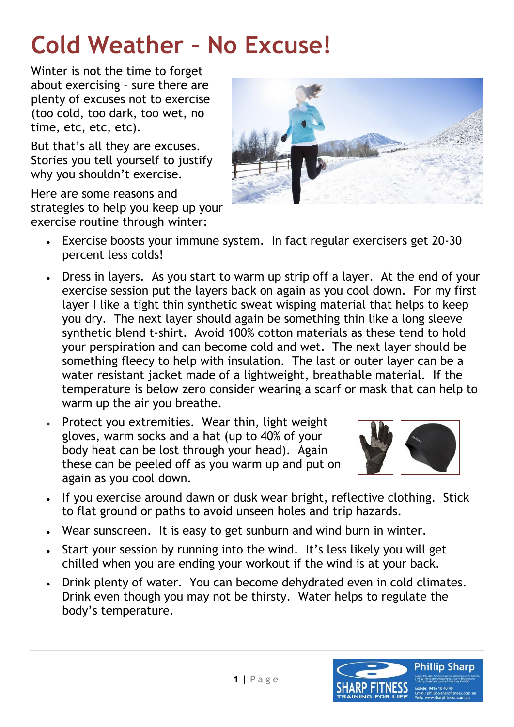# Cold Weather – No Excuse!

Winter is not the time to forget about exercising – sure there are plenty of excuses not to exercise (too cold, too dark, too wet, no time, etc, etc, etc).

But that's all they are excuses. Stories you tell yourself to justify why you shouldn't exercise.

Here are some reasons and strategies to help you keep up your exercise routine through winter:

- Exercise boosts your immune system. In fact regular exercisers get 20-30 percent less colds!
- Dress in layers. As you start to warm up strip off a layer. At the end of your exercise session put the layers back on again as you cool down. For my first layer I like a tight thin synthetic sweat wisping material that helps to keep you dry. The next layer should again be something thin like a long sleeve synthetic blend t-shirt. Avoid 100% cotton materials as these tend to hold your perspiration and can become cold and wet. The next layer should be something fleecy to help with insulation. The last or outer layer can be a water resistant jacket made of a lightweight, breathable material. If the temperature is below zero consider wearing a scarf or mask that can help to warm up the air you breathe.
- Protect you extremities. Wear thin, light weight gloves, warm socks and a hat (up to 40% of your body heat can be lost through your head). Again these can be peeled off as you warm up and put on again as you cool down.
- If you exercise around dawn or dusk wear bright, reflective clothing. Stick to flat ground or paths to avoid unseen holes and trip hazards.
- Wear sunscreen. It is easy to get sunburn and wind burn in winter.
- Start your session by running into the wind. It's less likely you will get chilled when you are ending your workout if the wind is at your back.
- Drink plenty of water. You can become dehydrated even in cold climates. Drink even though you may not be thirsty. Water helps to regulate the body's temperature.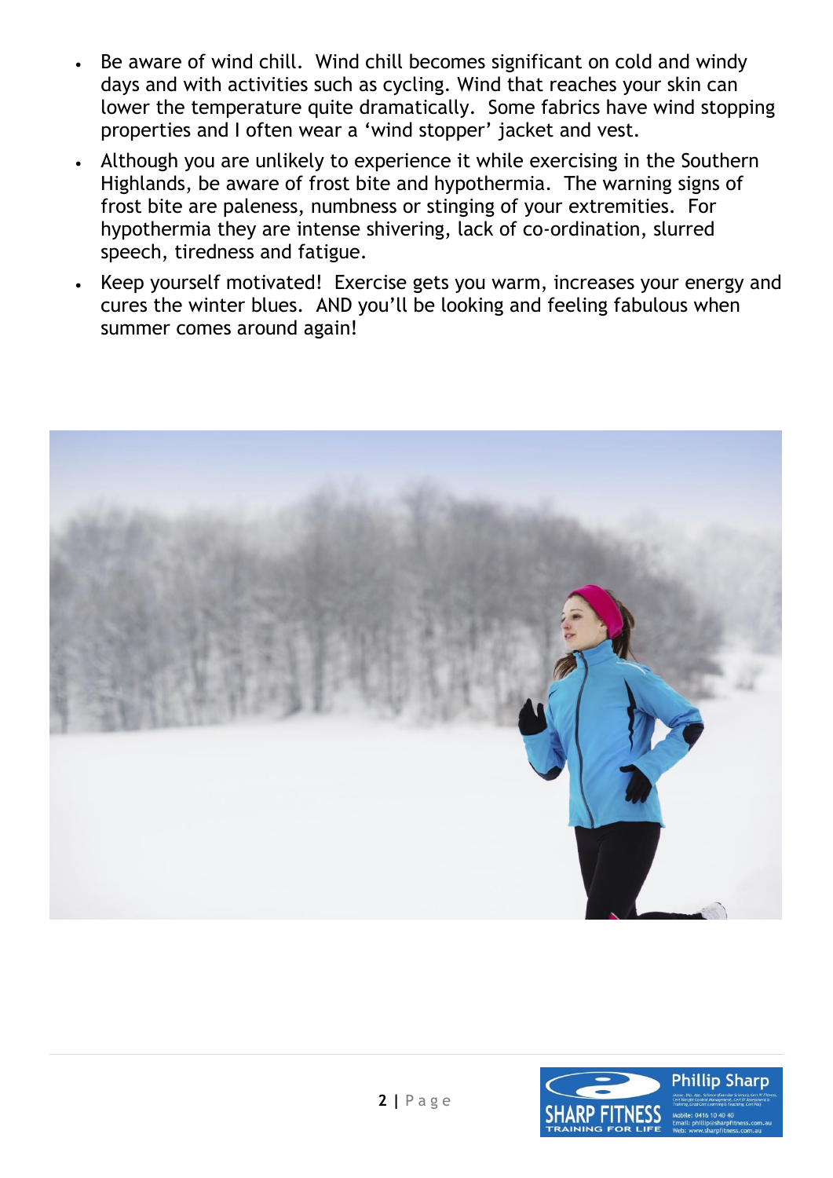- Be aware of wind chill. Wind chill becomes significant on cold and windy days and with activities such as cycling. Wind that reaches your skin can lower the temperature quite dramatically. Some fabrics have wind stopping properties and I often wear a 'wind stopper' jacket and vest.
- Although you are unlikely to experience it while exercising in the Southern Highlands, be aware of frost bite and hypothermia. The warning signs of frost bite are paleness, numbness or stinging of your extremities. For hypothermia they are intense shivering, lack of co-ordination, slurred speech, tiredness and fatigue.
- Keep yourself motivated! Exercise gets you warm, increases your energy and cures the winter blues. AND you'll be looking and feeling fabulous when summer comes around again!